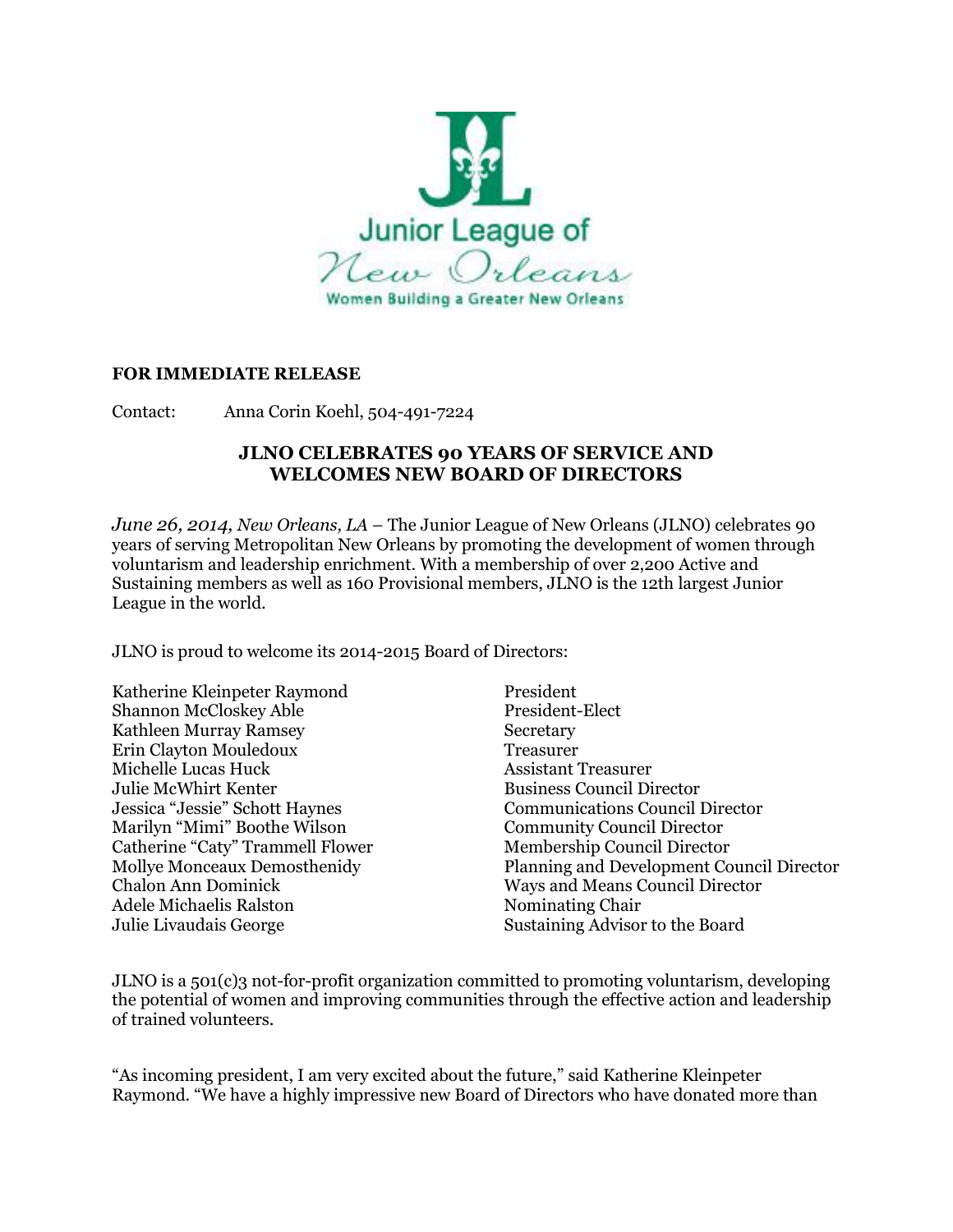Junior League of New Orleans

Women Building a Greater New Orleans

**FOR IMMEDIATE RELEASE**

Contact: Anna Corin Koehl, 504-491-7224

## JLNO CELEBRATES 90 YEARS OF SERVICE AND WELCOMES NEW BOARD OF DIRECTORS

*June 26, 2014, New Orleans, LA* – The Junior League of New Orleans (JLNO) celebrates 90 years of serving Metropolitan New Orleans by promoting the development of women through voluntarism and leadership enrichment. With a membership of over 2,200 Active and Sustaining members as well as 160 Provisional members, JLNO is the 12th largest Junior League in the world.

JLNO is proud to welcome its 2014-2015 Board of Directors:

| | |
|---|---|
| Katherine Kleinpeter Raymond | President |
| Shannon McCloskey Able | President-Elect |
| Kathleen Murray Ramsey | Secretary |
| Erin Clayton Mouledoux | Treasurer |
| Michelle Lucas Huck | Assistant Treasurer |
| Julie McWhirt Kenter | Business Council Director |
| Jessica "Jessie" Schott Haynes | Communications Council Director |
| Marilyn "Mimi" Boothe Wilson | Community Council Director |
| Catherine "Caty" Trammell Flower | Membership Council Director |
| Mollye Monceaux Demosthenidy | Planning and Development Council Director |
| Chalon Ann Dominick | Ways and Means Council Director |
| Adele Michaelis Ralston | Nominating Chair |
| Julie Livaudais George | Sustaining Advisor to the Board |

JLNO is a 501(c)3 not-for-profit organization committed to promoting voluntarism, developing the potential of women and improving communities through the effective action and leadership of trained volunteers.

"As incoming president, I am very excited about the future," said Katherine Kleinpeter Raymond. "We have a highly impressive new Board of Directors who have donated more than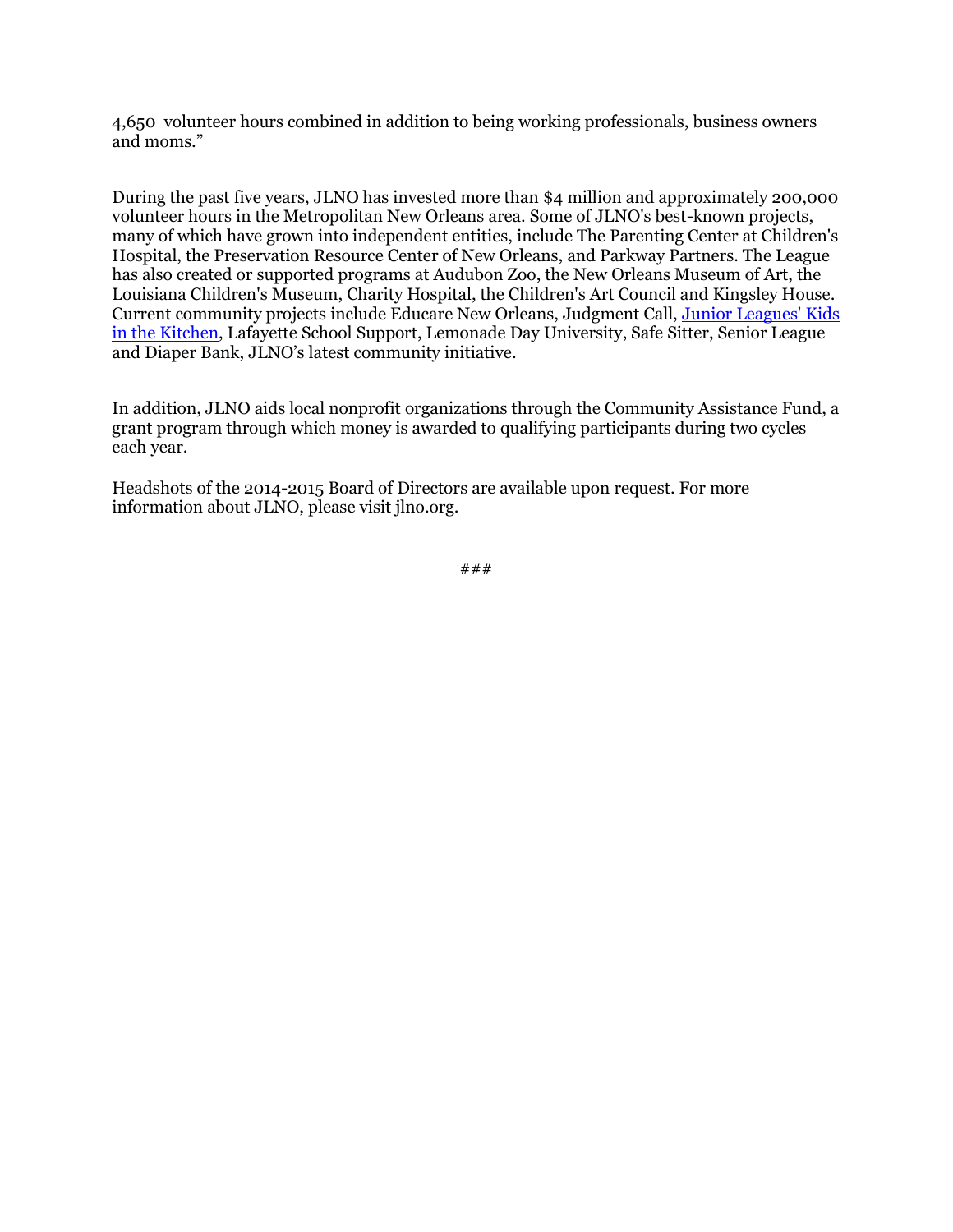4,650 volunteer hours combined in addition to being working professionals, business owners and moms."

During the past five years, JLNO has invested more than $4 million and approximately 200,000 volunteer hours in the Metropolitan New Orleans area. Some of JLNO's best-known projects, many of which have grown into independent entities, include The Parenting Center at Children's Hospital, the Preservation Resource Center of New Orleans, and Parkway Partners. The League has also created or supported programs at Audubon Zoo, the New Orleans Museum of Art, the Louisiana Children's Museum, Charity Hospital, the Children's Art Council and Kingsley House. Current community projects include Educare New Orleans, Judgment Call, Junior Leagues' Kids in the Kitchen, Lafayette School Support, Lemonade Day University, Safe Sitter, Senior League and Diaper Bank, JLNO's latest community initiative.

In addition, JLNO aids local nonprofit organizations through the Community Assistance Fund, a grant program through which money is awarded to qualifying participants during two cycles each year.

Headshots of the 2014-2015 Board of Directors are available upon request. For more information about JLNO, please visit jlno.org.

###